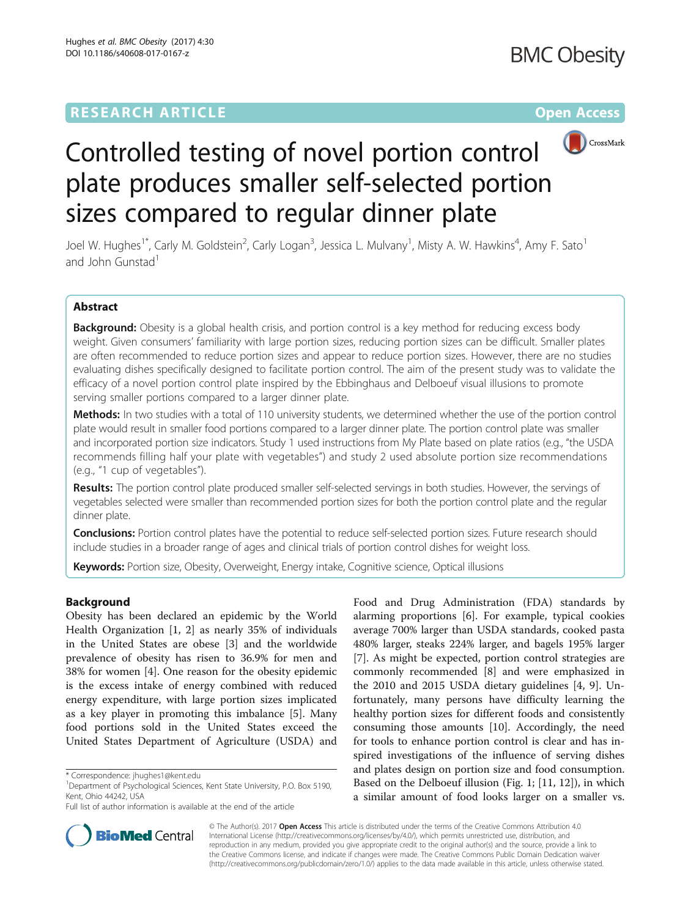RESEARCH ARTICLE

Open Access

# Controlled testing of novel portion control plate produces smaller self-selected portion sizes compared to regular dinner plate

Joel W. Hughes[1*], Carly M. Goldstein[2], Carly Logan[3], Jessica L. Mulvany[1], Misty A. W. Hawkins[4], Amy F. Sato[1] and John Gunstad[1]

## Abstract

**Background:** Obesity is a global health crisis, and portion control is a key method for reducing excess body weight. Given consumers' familiarity with large portion sizes, reducing portion sizes can be difficult. Smaller plates are often recommended to reduce portion sizes and appear to reduce portion sizes. However, there are no studies evaluating dishes specifically designed to facilitate portion control. The aim of the present study was to validate the efficacy of a novel portion control plate inspired by the Ebbinghaus and Delboeuf visual illusions to promote serving smaller portions compared to a larger dinner plate.

**Methods:** In two studies with a total of 110 university students, we determined whether the use of the portion control plate would result in smaller food portions compared to a larger dinner plate. The portion control plate was smaller and incorporated portion size indicators. Study 1 used instructions from My Plate based on plate ratios (e.g., "the USDA recommends filling half your plate with vegetables") and study 2 used absolute portion size recommendations (e.g., "1 cup of vegetables").

**Results:** The portion control plate produced smaller self-selected servings in both studies. However, the servings of vegetables selected were smaller than recommended portion sizes for both the portion control plate and the regular dinner plate.

**Conclusions:** Portion control plates have the potential to reduce self-selected portion sizes. Future research should include studies in a broader range of ages and clinical trials of portion control dishes for weight loss.

**Keywords:** Portion size, Obesity, Overweight, Energy intake, Cognitive science, Optical illusions

## Background

Obesity has been declared an epidemic by the World Health Organization [1, 2] as nearly 35% of individuals in the United States are obese [3] and the worldwide prevalence of obesity has risen to 36.9% for men and 38% for women [4]. One reason for the obesity epidemic is the excess intake of energy combined with reduced energy expenditure, with large portion sizes implicated as a key player in promoting this imbalance [5]. Many food portions sold in the United States exceed the United States Department of Agriculture (USDA) and Food and Drug Administration (FDA) standards by alarming proportions [6]. For example, typical cookies average 700% larger than USDA standards, cooked pasta 480% larger, steaks 224% larger, and bagels 195% larger [7]. As might be expected, portion control strategies are commonly recommended [8] and were emphasized in the 2010 and 2015 USDA dietary guidelines [4, 9]. Unfortunately, many persons have difficulty learning the healthy portion sizes for different foods and consistently consuming those amounts [10]. Accordingly, the need for tools to enhance portion control is clear and has inspired investigations of the influence of serving dishes and plates design on portion size and food consumption. Based on the Delboeuf illusion (Fig. 1; [11, 12]), in which a similar amount of food looks larger on a smaller vs.

* Correspondence: jhughes1@kent.edu
[1]Department of Psychological Sciences, Kent State University, P.O. Box 5190, Kent, Ohio 44242, USA
Full list of author information is available at the end of the article

© The Author(s). 2017 **Open Access** This article is distributed under the terms of the Creative Commons Attribution 4.0 International License (http://creativecommons.org/licenses/by/4.0/), which permits unrestricted use, distribution, and reproduction in any medium, provided you give appropriate credit to the original author(s) and the source, provide a link to the Creative Commons license, and indicate if changes were made. The Creative Commons Public Domain Dedication waiver (http://creativecommons.org/publicdomain/zero/1.0/) applies to the data made available in this article, unless otherwise stated.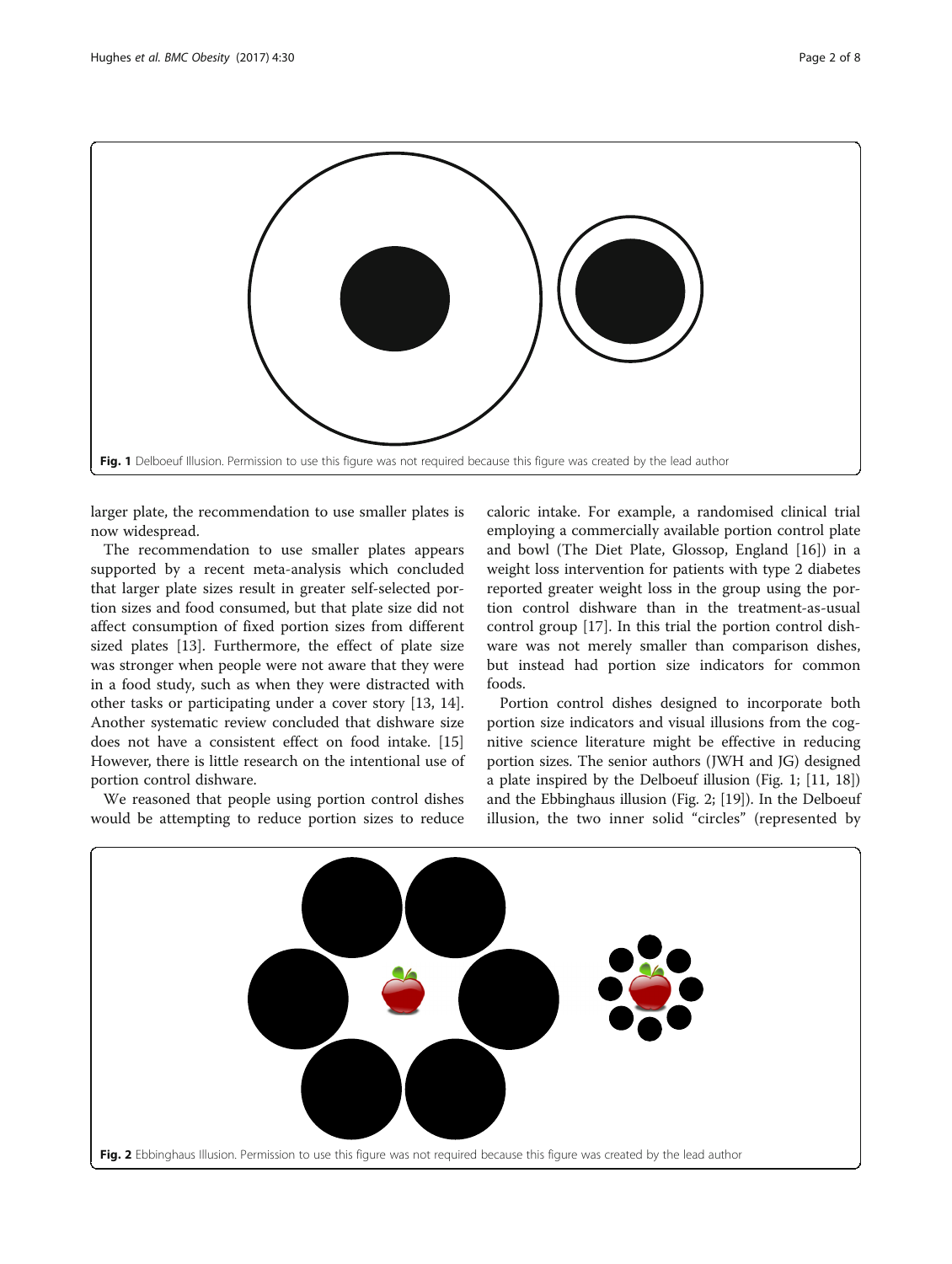Fig. 1 Delboeuf Illusion. Permission to use this figure was not required because this figure was created by the lead author

larger plate, the recommendation to use smaller plates is now widespread.

The recommendation to use smaller plates appears supported by a recent meta-analysis which concluded that larger plate sizes result in greater self-selected portion sizes and food consumed, but that plate size did not affect consumption of fixed portion sizes from different sized plates [13]. Furthermore, the effect of plate size was stronger when people were not aware that they were in a food study, such as when they were distracted with other tasks or participating under a cover story [13, 14]. Another systematic review concluded that dishware size does not have a consistent effect on food intake. [15] However, there is little research on the intentional use of portion control dishware.

We reasoned that people using portion control dishes would be attempting to reduce portion sizes to reduce caloric intake. For example, a randomised clinical trial employing a commercially available portion control plate and bowl (The Diet Plate, Glossop, England [16]) in a weight loss intervention for patients with type 2 diabetes reported greater weight loss in the group using the portion control dishware than in the treatment-as-usual control group [17]. In this trial the portion control dishware was not merely smaller than comparison dishes, but instead had portion size indicators for common foods.

Portion control dishes designed to incorporate both portion size indicators and visual illusions from the cognitive science literature might be effective in reducing portion sizes. The senior authors (JWH and JG) designed a plate inspired by the Delboeuf illusion (Fig. 1; [11, 18]) and the Ebbinghaus illusion (Fig. 2; [19]). In the Delboeuf illusion, the two inner solid "circles" (represented by

Fig. 2 Ebbinghaus Illusion. Permission to use this figure was not required because this figure was created by the lead author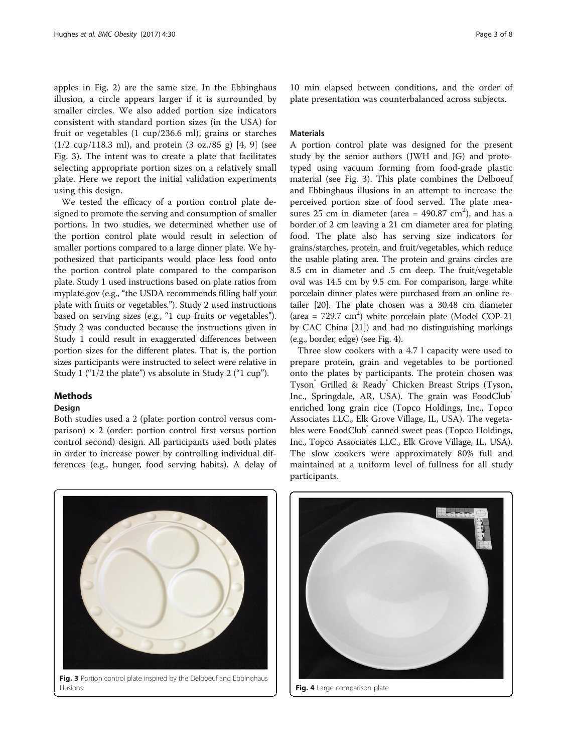apples in Fig. 2) are the same size. In the Ebbinghaus illusion, a circle appears larger if it is surrounded by smaller circles. We also added portion size indicators consistent with standard portion sizes (in the USA) for fruit or vegetables (1 cup/236.6 ml), grains or starches (1/2 cup/118.3 ml), and protein (3 oz./85 g) [4, 9] (see Fig. 3). The intent was to create a plate that facilitates selecting appropriate portion sizes on a relatively small plate. Here we report the initial validation experiments using this design.

We tested the efficacy of a portion control plate designed to promote the serving and consumption of smaller portions. In two studies, we determined whether use of the portion control plate would result in selection of smaller portions compared to a large dinner plate. We hypothesized that participants would place less food onto the portion control plate compared to the comparison plate. Study 1 used instructions based on plate ratios from myplate.gov (e.g., "the USDA recommends filling half your plate with fruits or vegetables."). Study 2 used instructions based on serving sizes (e.g., "1 cup fruits or vegetables"). Study 2 was conducted because the instructions given in Study 1 could result in exaggerated differences between portion sizes for the different plates. That is, the portion sizes participants were instructed to select were relative in Study 1 ("1/2 the plate") vs absolute in Study 2 ("1 cup").

## Methods

### Design

Both studies used a 2 (plate: portion control versus comparison) × 2 (order: portion control first versus portion control second) design. All participants used both plates in order to increase power by controlling individual differences (e.g., hunger, food serving habits). A delay of 10 min elapsed between conditions, and the order of plate presentation was counterbalanced across subjects.

### Materials

A portion control plate was designed for the present study by the senior authors (JWH and JG) and prototyped using vacuum forming from food-grade plastic material (see Fig. 3). This plate combines the Delboeuf and Ebbinghaus illusions in an attempt to increase the perceived portion size of food served. The plate measures 25 cm in diameter (area = 490.87 $cm^2$), and has a border of 2 cm leaving a 21 cm diameter area for plating food. The plate also has serving size indicators for grains/starches, protein, and fruit/vegetables, which reduce the usable plating area. The protein and grains circles are 8.5 cm in diameter and .5 cm deep. The fruit/vegetable oval was 14.5 cm by 9.5 cm. For comparison, large white porcelain dinner plates were purchased from an online retailer [20]. The plate chosen was a 30.48 cm diameter (area = 729.7 $cm^2$) white porcelain plate (Model COP-21 by CAC China [21]) and had no distinguishing markings (e.g., border, edge) (see Fig. 4).

Three slow cookers with a 4.7 l capacity were used to prepare protein, grain and vegetables to be portioned onto the plates by participants. The protein chosen was Tyson® Grilled & Ready® Chicken Breast Strips (Tyson, Inc., Springdale, AR, USA). The grain was FoodClub® enriched long grain rice (Topco Holdings, Inc., Topco Associates LLC., Elk Grove Village, IL, USA). The vegetables were FoodClub® canned sweet peas (Topco Holdings, Inc., Topco Associates LLC., Elk Grove Village, IL, USA). The slow cookers were approximately 80% full and maintained at a uniform level of fullness for all study participants.

**Fig. 3** Portion control plate inspired by the Delboeuf and Ebbinghaus Illusions

**Fig. 4** Large comparison plate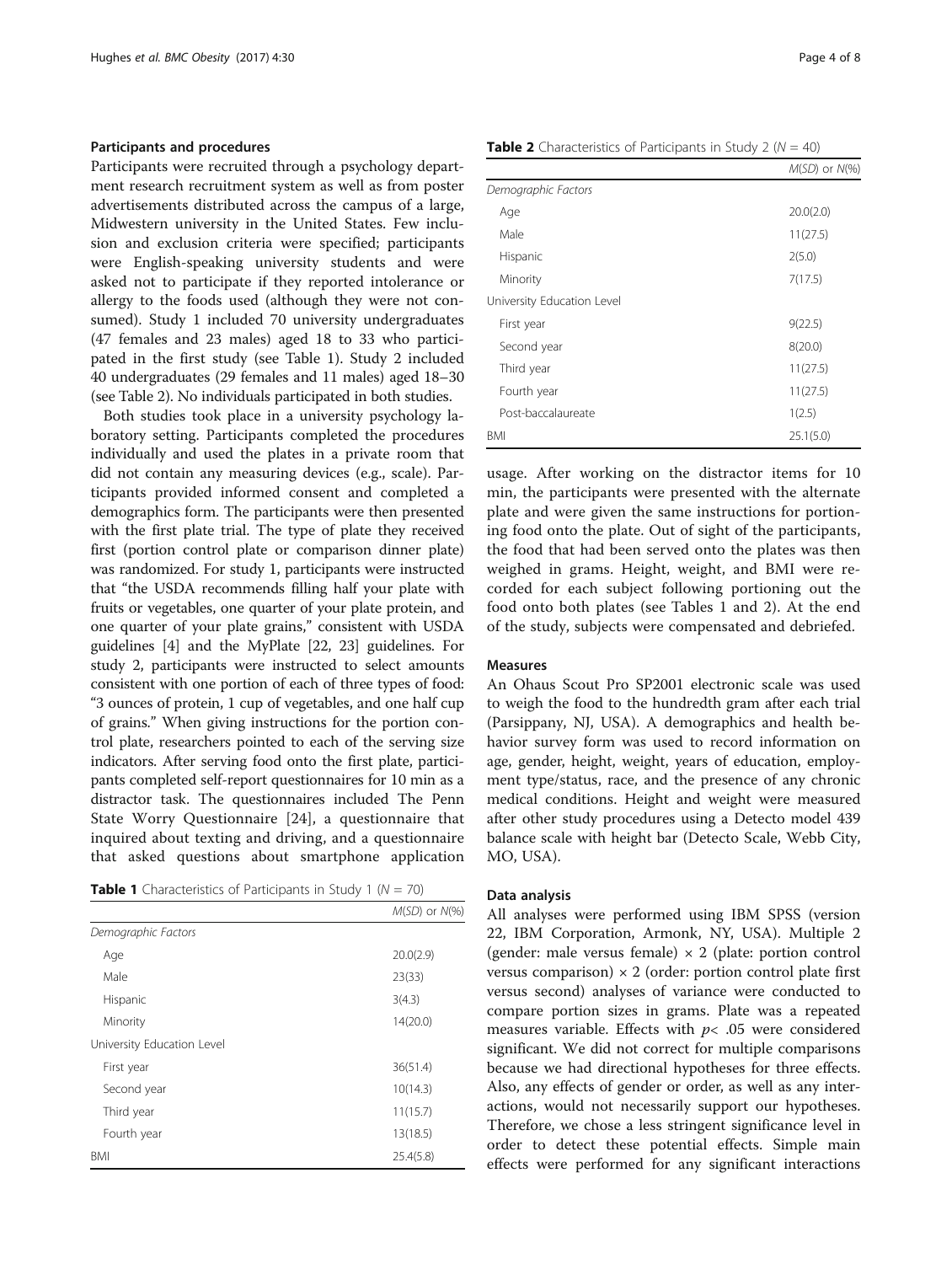### Participants and procedures

Participants were recruited through a psychology department research recruitment system as well as from poster advertisements distributed across the campus of a large, Midwestern university in the United States. Few inclusion and exclusion criteria were specified; participants were English-speaking university students and were asked not to participate if they reported intolerance or allergy to the foods used (although they were not consumed). Study 1 included 70 university undergraduates (47 females and 23 males) aged 18 to 33 who participated in the first study (see Table 1). Study 2 included 40 undergraduates (29 females and 11 males) aged 18–30 (see Table 2). No individuals participated in both studies.

Both studies took place in a university psychology laboratory setting. Participants completed the procedures individually and used the plates in a private room that did not contain any measuring devices (e.g., scale). Participants provided informed consent and completed a demographics form. The participants were then presented with the first plate trial. The type of plate they received first (portion control plate or comparison dinner plate) was randomized. For study 1, participants were instructed that "the USDA recommends filling half your plate with fruits or vegetables, one quarter of your plate protein, and one quarter of your plate grains," consistent with USDA guidelines [4] and the MyPlate [22, 23] guidelines. For study 2, participants were instructed to select amounts consistent with one portion of each of three types of food: "3 ounces of protein, 1 cup of vegetables, and one half cup of grains." When giving instructions for the portion control plate, researchers pointed to each of the serving size indicators. After serving food onto the first plate, participants completed self-report questionnaires for 10 min as a distractor task. The questionnaires included The Penn State Worry Questionnaire [24], a questionnaire that inquired about texting and driving, and a questionnaire that asked questions about smartphone application usage. After working on the distractor items for 10 min, the participants were presented with the alternate plate and were given the same instructions for portioning food onto the plate. Out of sight of the participants, the food that had been served onto the plates was then weighed in grams. Height, weight, and BMI were recorded for each subject following portioning out the food onto both plates (see Tables 1 and 2). At the end of the study, subjects were compensated and debriefed.

**Table 1** Characteristics of Participants in Study 1 ($N = 70$)

| | *M*(*SD*) or *N*(%) |
|---|---|
| *Demographic Factors* | |
| Age | 20.0(2.9) |
| Male | 23(33) |
| Hispanic | 3(4.3) |
| Minority | 14(20.0) |
| *University Education Level* | |
| First year | 36(51.4) |
| Second year | 10(14.3) |
| Third year | 11(15.7) |
| Fourth year | 13(18.5) |
| BMI | 25.4(5.8) |

**Table 2** Characteristics of Participants in Study 2 ($N = 40$)

| | *M*(*SD*) or *N*(%) |
|---|---|
| *Demographic Factors* | |
| Age | 20.0(2.0) |
| Male | 11(27.5) |
| Hispanic | 2(5.0) |
| Minority | 7(17.5) |
| *University Education Level* | |
| First year | 9(22.5) |
| Second year | 8(20.0) |
| Third year | 11(27.5) |
| Fourth year | 11(27.5) |
| Post-baccalaureate | 1(2.5) |
| BMI | 25.1(5.0) |

### Measures

An Ohaus Scout Pro SP2001 electronic scale was used to weigh the food to the hundredth gram after each trial (Parsippany, NJ, USA). A demographics and health behavior survey form was used to record information on age, gender, height, weight, years of education, employment type/status, race, and the presence of any chronic medical conditions. Height and weight were measured after other study procedures using a Detecto model 439 balance scale with height bar (Detecto Scale, Webb City, MO, USA).

### Data analysis

All analyses were performed using IBM SPSS (version 22, IBM Corporation, Armonk, NY, USA). Multiple 2 (gender: male versus female) × 2 (plate: portion control versus comparison) × 2 (order: portion control plate first versus second) analyses of variance were conducted to compare portion sizes in grams. Plate was a repeated measures variable. Effects with $p < .05$ were considered significant. We did not correct for multiple comparisons because we had directional hypotheses for three effects. Also, any effects of gender or order, as well as any interactions, would not necessarily support our hypotheses. Therefore, we chose a less stringent significance level in order to detect these potential effects. Simple main effects were performed for any significant interactions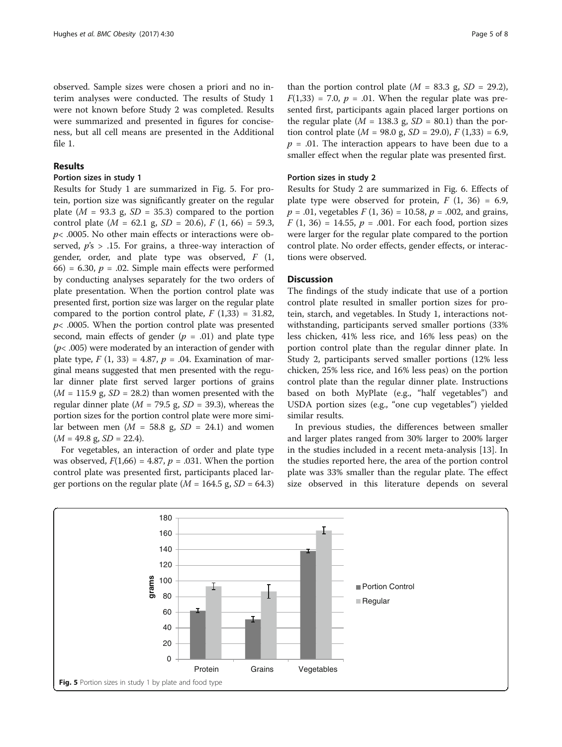observed. Sample sizes were chosen a priori and no interim analyses were conducted. The results of Study 1 were not known before Study 2 was completed. Results were summarized and presented in figures for conciseness, but all cell means are presented in the Additional file 1.

## Results

### Portion sizes in study 1

Results for Study 1 are summarized in Fig. 5. For protein, portion size was significantly greater on the regular plate ($M$ = 93.3 g, $SD$ = 35.3) compared to the portion control plate ($M$ = 62.1 g, $SD$ = 20.6), $F$ (1, 66) = 59.3, $p$< .0005. No other main effects or interactions were observed, $p$'s > .15. For grains, a three-way interaction of gender, order, and plate type was observed, $F$ (1, 66) = 6.30, $p$ = .02. Simple main effects were performed by conducting analyses separately for the two orders of plate presentation. When the portion control plate was presented first, portion size was larger on the regular plate compared to the portion control plate, $F$ (1,33) = 31.82, $p$< .0005. When the portion control plate was presented second, main effects of gender ($p$ = .01) and plate type ($p$< .005) were moderated by an interaction of gender with plate type, $F$ (1, 33) = 4.87, $p$ = .04. Examination of marginal means suggested that men presented with the regular dinner plate first served larger portions of grains ($M$ = 115.9 g, $SD$ = 28.2) than women presented with the regular dinner plate ($M$ = 79.5 g, $SD$ = 39.3), whereas the portion sizes for the portion control plate were more similar between men ($M$ = 58.8 g, $SD$ = 24.1) and women ($M$ = 49.8 g, $SD$ = 22.4).

For vegetables, an interaction of order and plate type was observed, $F$(1,66) = 4.87, $p$ = .031. When the portion control plate was presented first, participants placed larger portions on the regular plate ($M$ = 164.5 g, $SD$ = 64.3) than the portion control plate ($M$ = 83.3 g, $SD$ = 29.2), $F$(1,33) = 7.0, $p$ = .01. When the regular plate was presented first, participants again placed larger portions on the regular plate ($M$ = 138.3 g, $SD$ = 80.1) than the portion control plate ($M$ = 98.0 g, $SD$ = 29.0), $F$ (1,33) = 6.9, $p$ = .01. The interaction appears to have been due to a smaller effect when the regular plate was presented first.

### Portion sizes in study 2

Results for Study 2 are summarized in Fig. 6. Effects of plate type were observed for protein, $F$ (1, 36) = 6.9, $p$ = .01, vegetables $F$ (1, 36) = 10.58, $p$ = .002, and grains, $F$ (1, 36) = 14.55, $p$ = .001. For each food, portion sizes were larger for the regular plate compared to the portion control plate. No order effects, gender effects, or interactions were observed.

## Discussion

The findings of the study indicate that use of a portion control plate resulted in smaller portion sizes for protein, starch, and vegetables. In Study 1, interactions notwithstanding, participants served smaller portions (33% less chicken, 41% less rice, and 16% less peas) on the portion control plate than the regular dinner plate. In Study 2, participants served smaller portions (12% less chicken, 25% less rice, and 16% less peas) on the portion control plate than the regular dinner plate. Instructions based on both MyPlate (e.g., "half vegetables") and USDA portion sizes (e.g., "one cup vegetables") yielded similar results.

In previous studies, the differences between smaller and larger plates ranged from 30% larger to 200% larger in the studies included in a recent meta-analysis [13]. In the studies reported here, the area of the portion control plate was 33% smaller than the regular plate. The effect size observed in this literature depends on several

**Fig. 5** Portion sizes in study 1 by plate and food type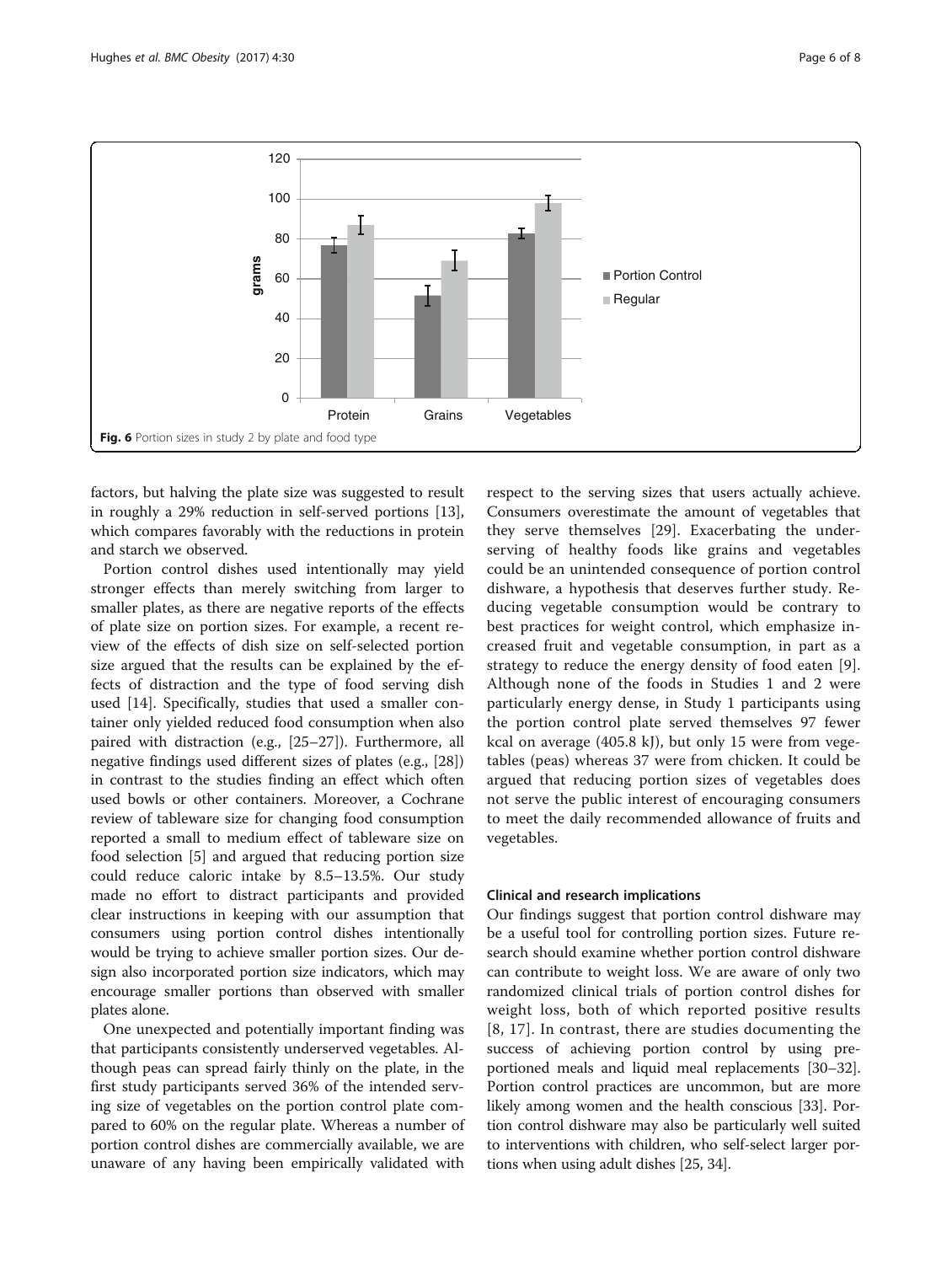Fig. 6 Portion sizes in study 2 by plate and food type

factors, but halving the plate size was suggested to result in roughly a 29% reduction in self-served portions [13], which compares favorably with the reductions in protein and starch we observed.

Portion control dishes used intentionally may yield stronger effects than merely switching from larger to smaller plates, as there are negative reports of the effects of plate size on portion sizes. For example, a recent review of the effects of dish size on self-selected portion size argued that the results can be explained by the effects of distraction and the type of food serving dish used [14]. Specifically, studies that used a smaller container only yielded reduced food consumption when also paired with distraction (e.g., [25–27]). Furthermore, all negative findings used different sizes of plates (e.g., [28]) in contrast to the studies finding an effect which often used bowls or other containers. Moreover, a Cochrane review of tableware size for changing food consumption reported a small to medium effect of tableware size on food selection [5] and argued that reducing portion size could reduce caloric intake by 8.5–13.5%. Our study made no effort to distract participants and provided clear instructions in keeping with our assumption that consumers using portion control dishes intentionally would be trying to achieve smaller portion sizes. Our design also incorporated portion size indicators, which may encourage smaller portions than observed with smaller plates alone.

One unexpected and potentially important finding was that participants consistently underserved vegetables. Although peas can spread fairly thinly on the plate, in the first study participants served 36% of the intended serving size of vegetables on the portion control plate compared to 60% on the regular plate. Whereas a number of portion control dishes are commercially available, we are unaware of any having been empirically validated with respect to the serving sizes that users actually achieve. Consumers overestimate the amount of vegetables that they serve themselves [29]. Exacerbating the underserving of healthy foods like grains and vegetables could be an unintended consequence of portion control dishware, a hypothesis that deserves further study. Reducing vegetable consumption would be contrary to best practices for weight control, which emphasize increased fruit and vegetable consumption, in part as a strategy to reduce the energy density of food eaten [9]. Although none of the foods in Studies 1 and 2 were particularly energy dense, in Study 1 participants using the portion control plate served themselves 97 fewer kcal on average (405.8 kJ), but only 15 were from vegetables (peas) whereas 37 were from chicken. It could be argued that reducing portion sizes of vegetables does not serve the public interest of encouraging consumers to meet the daily recommended allowance of fruits and vegetables.

### Clinical and research implications

Our findings suggest that portion control dishware may be a useful tool for controlling portion sizes. Future research should examine whether portion control dishware can contribute to weight loss. We are aware of only two randomized clinical trials of portion control dishes for weight loss, both of which reported positive results [8, 17]. In contrast, there are studies documenting the success of achieving portion control by using preportioned meals and liquid meal replacements [30–32]. Portion control practices are uncommon, but are more likely among women and the health conscious [33]. Portion control dishware may also be particularly well suited to interventions with children, who self-select larger portions when using adult dishes [25, 34].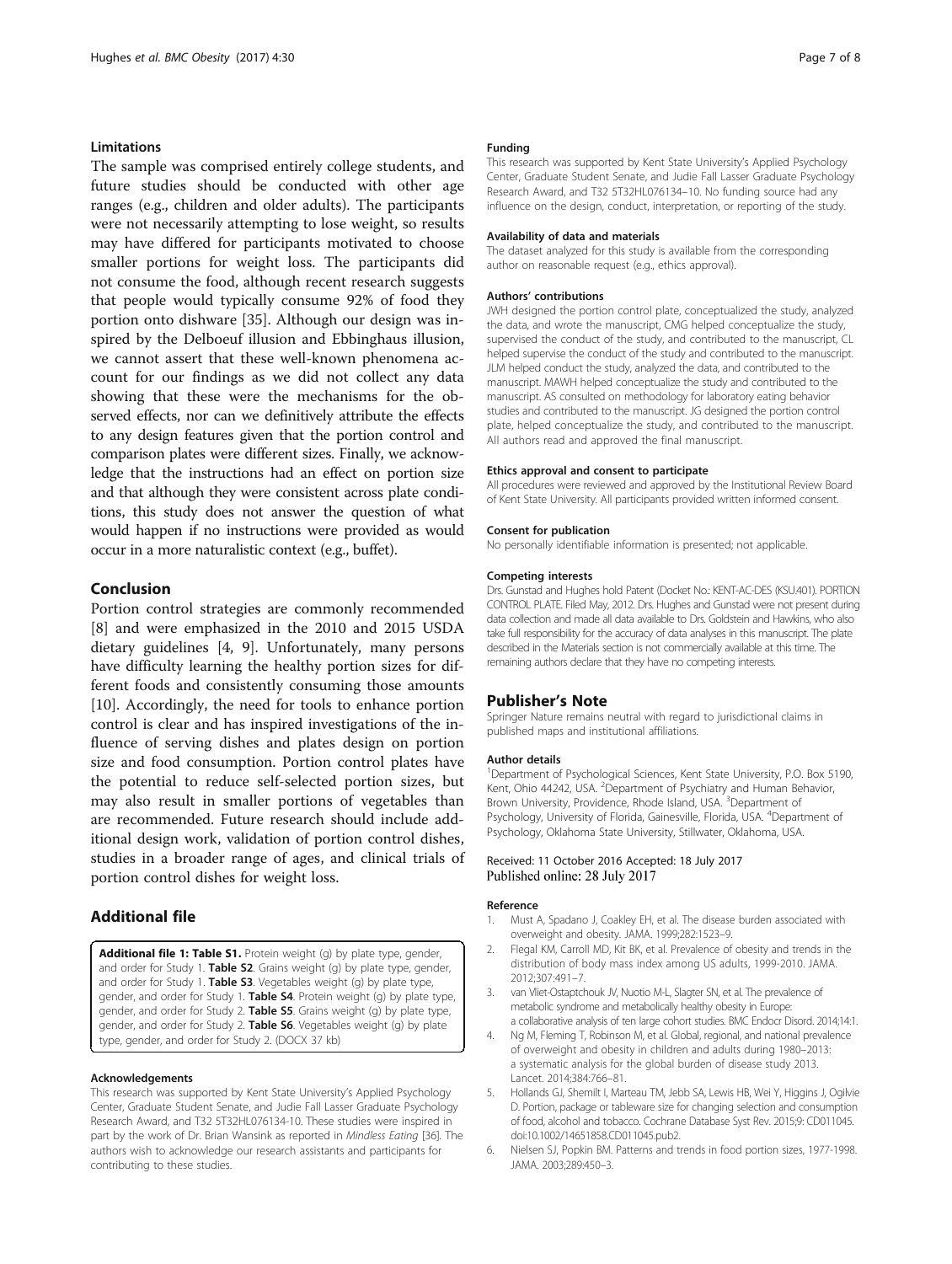## Limitations

The sample was comprised entirely college students, and future studies should be conducted with other age ranges (e.g., children and older adults). The participants were not necessarily attempting to lose weight, so results may have differed for participants motivated to choose smaller portions for weight loss. The participants did not consume the food, although recent research suggests that people would typically consume 92% of food they portion onto dishware [35]. Although our design was inspired by the Delboeuf illusion and Ebbinghaus illusion, we cannot assert that these well-known phenomena account for our findings as we did not collect any data showing that these were the mechanisms for the observed effects, nor can we definitively attribute the effects to any design features given that the portion control and comparison plates were different sizes. Finally, we acknowledge that the instructions had an effect on portion size and that although they were consistent across plate conditions, this study does not answer the question of what would happen if no instructions were provided as would occur in a more naturalistic context (e.g., buffet).

## Conclusion

Portion control strategies are commonly recommended [8] and were emphasized in the 2010 and 2015 USDA dietary guidelines [4, 9]. Unfortunately, many persons have difficulty learning the healthy portion sizes for different foods and consistently consuming those amounts [10]. Accordingly, the need for tools to enhance portion control is clear and has inspired investigations of the influence of serving dishes and plates design on portion size and food consumption. Portion control plates have the potential to reduce self-selected portion sizes, but may also result in smaller portions of vegetables than are recommended. Future research should include additional design work, validation of portion control dishes, studies in a broader range of ages, and clinical trials of portion control dishes for weight loss.

## Additional file

**Additional file 1: Table S1.** Protein weight (g) by plate type, gender, and order for Study 1. **Table S2**. Grains weight (g) by plate type, gender, and order for Study 1. **Table S3**. Vegetables weight (g) by plate type, gender, and order for Study 1. **Table S4**. Protein weight (g) by plate type, gender, and order for Study 2. **Table S5**. Grains weight (g) by plate type, gender, and order for Study 2. **Table S6**. Vegetables weight (g) by plate type, gender, and order for Study 2. (DOCX 37 kb)

#### Acknowledgements

This research was supported by Kent State University's Applied Psychology Center, Graduate Student Senate, and Judie Fall Lasser Graduate Psychology Research Award, and T32 5T32HL076134-10. These studies were inspired in part by the work of Dr. Brian Wansink as reported in *Mindless Eating* [36]. The authors wish to acknowledge our research assistants and participants for contributing to these studies.

#### Funding

This research was supported by Kent State University's Applied Psychology Center, Graduate Student Senate, and Judie Fall Lasser Graduate Psychology Research Award, and T32 5T32HL076134–10. No funding source had any influence on the design, conduct, interpretation, or reporting of the study.

#### Availability of data and materials

The dataset analyzed for this study is available from the corresponding author on reasonable request (e.g., ethics approval).

#### Authors' contributions

JWH designed the portion control plate, conceptualized the study, analyzed the data, and wrote the manuscript, CMG helped conceptualize the study, supervised the conduct of the study, and contributed to the manuscript, CL helped supervise the conduct of the study and contributed to the manuscript. JLM helped conduct the study, analyzed the data, and contributed to the manuscript. MAWH helped conceptualize the study and contributed to the manuscript. AS consulted on methodology for laboratory eating behavior studies and contributed to the manuscript. JG designed the portion control plate, helped conceptualize the study, and contributed to the manuscript. All authors read and approved the final manuscript.

#### Ethics approval and consent to participate

All procedures were reviewed and approved by the Institutional Review Board of Kent State University. All participants provided written informed consent.

#### Consent for publication

No personally identifiable information is presented; not applicable.

#### Competing interests

Drs. Gunstad and Hughes hold Patent (Docket No.: KENT-AC-DES (KSU.401). PORTION CONTROL PLATE. Filed May, 2012. Drs. Hughes and Gunstad were not present during data collection and made all data available to Drs. Goldstein and Hawkins, who also take full responsibility for the accuracy of data analyses in this manuscript. The plate described in the Materials section is not commercially available at this time. The remaining authors declare that they have no competing interests.

## Publisher's Note

Springer Nature remains neutral with regard to jurisdictional claims in published maps and institutional affiliations.

#### Author details

[1]Department of Psychological Sciences, Kent State University, P.O. Box 5190, Kent, Ohio 44242, USA. [2]Department of Psychiatry and Human Behavior, Brown University, Providence, Rhode Island, USA. [3]Department of Psychology, University of Florida, Gainesville, Florida, USA. [4]Department of Psychology, Oklahoma State University, Stillwater, Oklahoma, USA.

Received: 11 October 2016 Accepted: 18 July 2017
Published online: 28 July 2017

#### Reference

1. Must A, Spadano J, Coakley EH, et al. The disease burden associated with overweight and obesity. JAMA. 1999;282:1523–9.
2. Flegal KM, Carroll MD, Kit BK, et al. Prevalence of obesity and trends in the distribution of body mass index among US adults, 1999-2010. JAMA. 2012;307:491–7.
3. van Vliet-Ostaptchouk JV, Nuotio M-L, Slagter SN, et al. The prevalence of metabolic syndrome and metabolically healthy obesity in Europe: a collaborative analysis of ten large cohort studies. BMC Endocr Disord. 2014;14:1.
4. Ng M, Fleming T, Robinson M, et al. Global, regional, and national prevalence of overweight and obesity in children and adults during 1980–2013: a systematic analysis for the global burden of disease study 2013. Lancet. 2014;384:766–81.
5. Hollands GJ, Shemilt I, Marteau TM, Jebb SA, Lewis HB, Wei Y, Higgins J, Ogilvie D. Portion, package or tableware size for changing selection and consumption of food, alcohol and tobacco. Cochrane Database Syst Rev. 2015;9: CD011045. doi:10.1002/14651858.CD011045.pub2.
6. Nielsen SJ, Popkin BM. Patterns and trends in food portion sizes, 1977-1998. JAMA. 2003;289:450–3.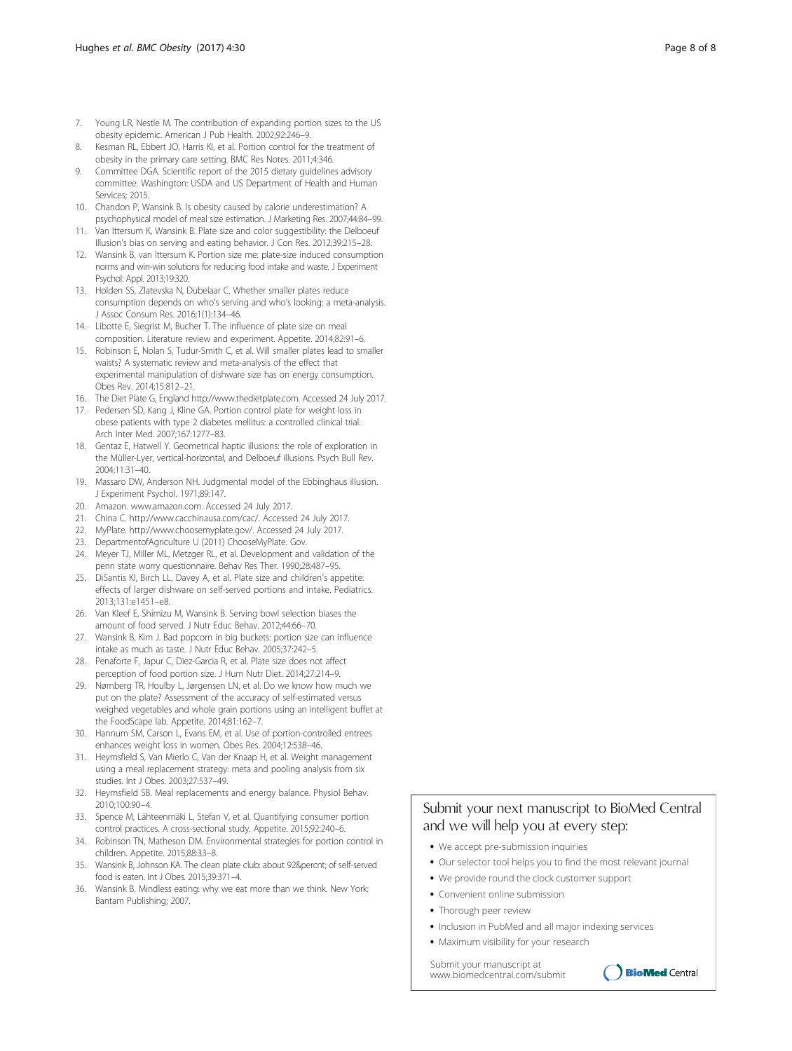7. Young LR, Nestle M. The contribution of expanding portion sizes to the US obesity epidemic. American J Pub Health. 2002;92:246–9.
8. Kesman RL, Ebbert JO, Harris KI, et al. Portion control for the treatment of obesity in the primary care setting. BMC Res Notes. 2011;4:346.
9. Committee DGA. Scientific report of the 2015 dietary guidelines advisory committee. Washington: USDA and US Department of Health and Human Services; 2015.
10. Chandon P, Wansink B. Is obesity caused by calorie underestimation? A psychophysical model of meal size estimation. J Marketing Res. 2007;44:84–99.
11. Van Ittersum K, Wansink B. Plate size and color suggestibility: the Delboeuf Illusion's bias on serving and eating behavior. J Con Res. 2012;39:215–28.
12. Wansink B, van Ittersum K. Portion size me: plate-size induced consumption norms and win-win solutions for reducing food intake and waste. J Experiment Psychol: Appl. 2013;19:320.
13. Holden SS, Zlatevska N, Dubelaar C. Whether smaller plates reduce consumption depends on who's serving and who's looking: a meta-analysis. J Assoc Consum Res. 2016;1(1):134–46.
14. Libotte E, Siegrist M, Bucher T. The influence of plate size on meal composition. Literature review and experiment. Appetite. 2014;82:91–6.
15. Robinson E, Nolan S, Tudur-Smith C, et al. Will smaller plates lead to smaller waists? A systematic review and meta-analysis of the effect that experimental manipulation of dishware size has on energy consumption. Obes Rev. 2014;15:812–21.
16. The Diet Plate G, England http://www.thedietplate.com. Accessed 24 July 2017.
17. Pedersen SD, Kang J, Kline GA. Portion control plate for weight loss in obese patients with type 2 diabetes mellitus: a controlled clinical trial. Arch Inter Med. 2007;167:1277–83.
18. Gentaz E, Hatwell Y. Geometrical haptic illusions: the role of exploration in the Müller-Lyer, vertical-horizontal, and Delboeuf illusions. Psych Bull Rev. 2004;11:31–40.
19. Massaro DW, Anderson NH. Judgmental model of the Ebbinghaus illusion. J Experiment Psychol. 1971;89:147.
20. Amazon. www.amazon.com. Accessed 24 July 2017.
21. China C. http://www.cacchinausa.com/cac/. Accessed 24 July 2017.
22. MyPlate. http://www.choosemyplate.gov/. Accessed 24 July 2017.
23. DepartmentofAgriculture U (2011) ChooseMyPlate. Gov.
24. Meyer TJ, Miller ML, Metzger RL, et al. Development and validation of the penn state worry questionnaire. Behav Res Ther. 1990;28:487–95.
25. DiSantis KI, Birch LL, Davey A, et al. Plate size and children's appetite: effects of larger dishware on self-served portions and intake. Pediatrics. 2013;131:e1451–e8.
26. Van Kleef E, Shimizu M, Wansink B. Serving bowl selection biases the amount of food served. J Nutr Educ Behav. 2012;44:66–70.
27. Wansink B, Kim J. Bad popcorn in big buckets: portion size can influence intake as much as taste. J Nutr Educ Behav. 2005;37:242–5.
28. Penaforte F, Japur C, Diez-Garcia R, et al. Plate size does not affect perception of food portion size. J Hum Nutr Diet. 2014;27:214–9.
29. Nørnberg TR, Houlby L, Jørgensen LN, et al. Do we know how much we put on the plate? Assessment of the accuracy of self-estimated versus weighed vegetables and whole grain portions using an intelligent buffet at the FoodScape lab. Appetite. 2014;81:162–7.
30. Hannum SM, Carson L, Evans EM, et al. Use of portion-controlled entrees enhances weight loss in women. Obes Res. 2004;12:538–46.
31. Heymsfield S, Van Mierlo C, Van der Knaap H, et al. Weight management using a meal replacement strategy: meta and pooling analysis from six studies. Int J Obes. 2003;27:537–49.
32. Heymsfield SB. Meal replacements and energy balance. Physiol Behav. 2010;100:90–4.
33. Spence M, Lähteenmäki L, Stefan V, et al. Quantifying consumer portion control practices. A cross-sectional study. Appetite. 2015;92:240–6.
34. Robinson TN, Matheson DM. Environmental strategies for portion control in children. Appetite. 2015;88:33–8.
35. Wansink B, Johnson KA. The clean plate club: about 92&percnt; of self-served food is eaten. Int J Obes. 2015;39:371–4.
36. Wansink B. Mindless eating: why we eat more than we think. New York: Bantam Publishing; 2007.

Submit your next manuscript to BioMed Central and we will help you at every step:

- We accept pre-submission inquiries
- Our selector tool helps you to find the most relevant journal
- We provide round the clock customer support
- Convenient online submission
- Thorough peer review
- Inclusion in PubMed and all major indexing services
- Maximum visibility for your research

Submit your manuscript at
www.biomedcentral.com/submit

BioMed Central